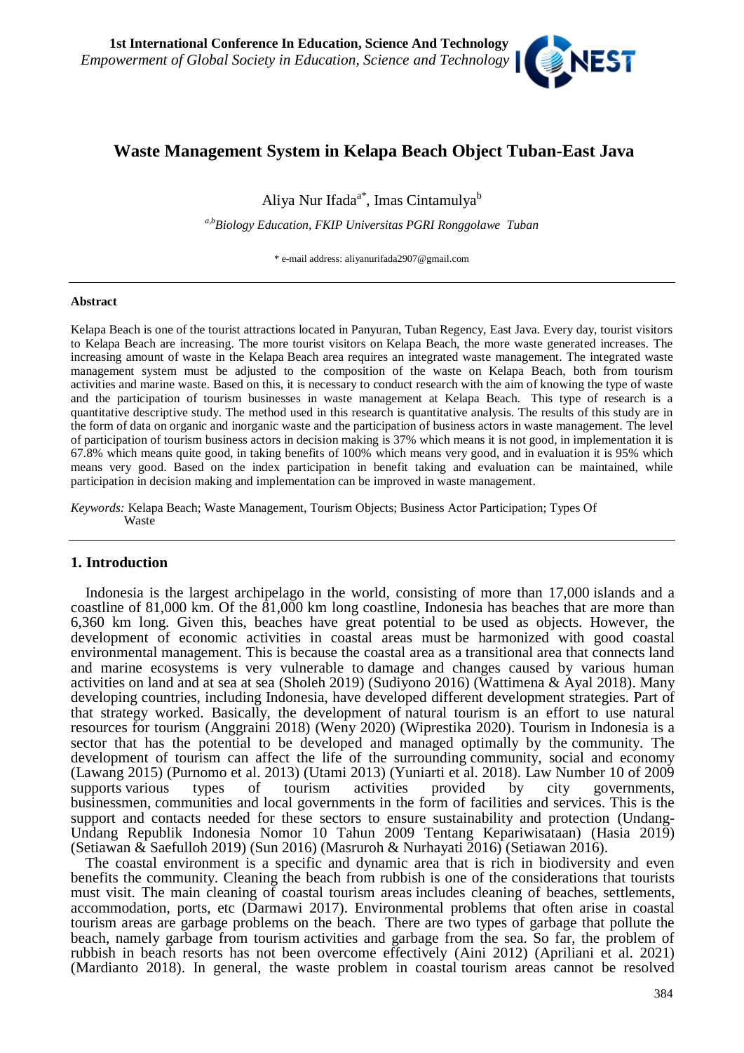# Waste Management System in Kelapa Beach Object Tuban-East Java

Aliya Nur Ifada[a*], Imas Cintamulya[b]

*[a,b]Biology Education, FKIP Universitas PGRI Ronggolawe Tuban*

\* e-mail address: aliyanurifada2907@gmail.com

**Abstract**

Kelapa Beach is one of the tourist attractions located in Panyuran, Tuban Regency, East Java. Every day, tourist visitors to Kelapa Beach are increasing. The more tourist visitors on Kelapa Beach, the more waste generated increases. The increasing amount of waste in the Kelapa Beach area requires an integrated waste management. The integrated waste management system must be adjusted to the composition of the waste on Kelapa Beach, both from tourism activities and marine waste. Based on this, it is necessary to conduct research with the aim of knowing the type of waste and the participation of tourism businesses in waste management at Kelapa Beach. This type of research is a quantitative descriptive study. The method used in this research is quantitative analysis. The results of this study are in the form of data on organic and inorganic waste and the participation of business actors in waste management. The level of participation of tourism business actors in decision making is 37% which means it is not good, in implementation it is 67.8% which means quite good, in taking benefits of 100% which means very good, and in evaluation it is 95% which means very good. Based on the index participation in benefit taking and evaluation can be maintained, while participation in decision making and implementation can be improved in waste management.

*Keywords:* Kelapa Beach; Waste Management, Tourism Objects; Business Actor Participation; Types Of Waste

## 1. Introduction

Indonesia is the largest archipelago in the world, consisting of more than 17,000 islands and a coastline of 81,000 km. Of the 81,000 km long coastline, Indonesia has beaches that are more than 6,360 km long. Given this, beaches have great potential to be used as objects. However, the development of economic activities in coastal areas must be harmonized with good coastal environmental management. This is because the coastal area as a transitional area that connects land and marine ecosystems is very vulnerable to damage and changes caused by various human activities on land and at sea at sea (Sholeh 2019) (Sudiyono 2016) (Wattimena & Ayal 2018). Many developing countries, including Indonesia, have developed different development strategies. Part of that strategy worked. Basically, the development of natural tourism is an effort to use natural resources for tourism (Anggraini 2018) (Weny 2020) (Wiprestika 2020). Tourism in Indonesia is a sector that has the potential to be developed and managed optimally by the community. The development of tourism can affect the life of the surrounding community, social and economy (Lawang 2015) (Purnomo et al. 2013) (Utami 2013) (Yuniarti et al. 2018). Law Number 10 of 2009 supports various types of tourism activities provided by city governments, businessmen, communities and local governments in the form of facilities and services. This is the support and contacts needed for these sectors to ensure sustainability and protection (Undang-Undang Republik Indonesia Nomor 10 Tahun 2009 Tentang Kepariwisataan) (Hasia 2019) (Setiawan & Saefulloh 2019) (Sun 2016) (Masruroh & Nurhayati 2016) (Setiawan 2016).

The coastal environment is a specific and dynamic area that is rich in biodiversity and even benefits the community. Cleaning the beach from rubbish is one of the considerations that tourists must visit. The main cleaning of coastal tourism areas includes cleaning of beaches, settlements, accommodation, ports, etc (Darmawi 2017). Environmental problems that often arise in coastal tourism areas are garbage problems on the beach. There are two types of garbage that pollute the beach, namely garbage from tourism activities and garbage from the sea. So far, the problem of rubbish in beach resorts has not been overcome effectively (Aini 2012) (Apriliani et al. 2021) (Mardianto 2018). In general, the waste problem in coastal tourism areas cannot be resolved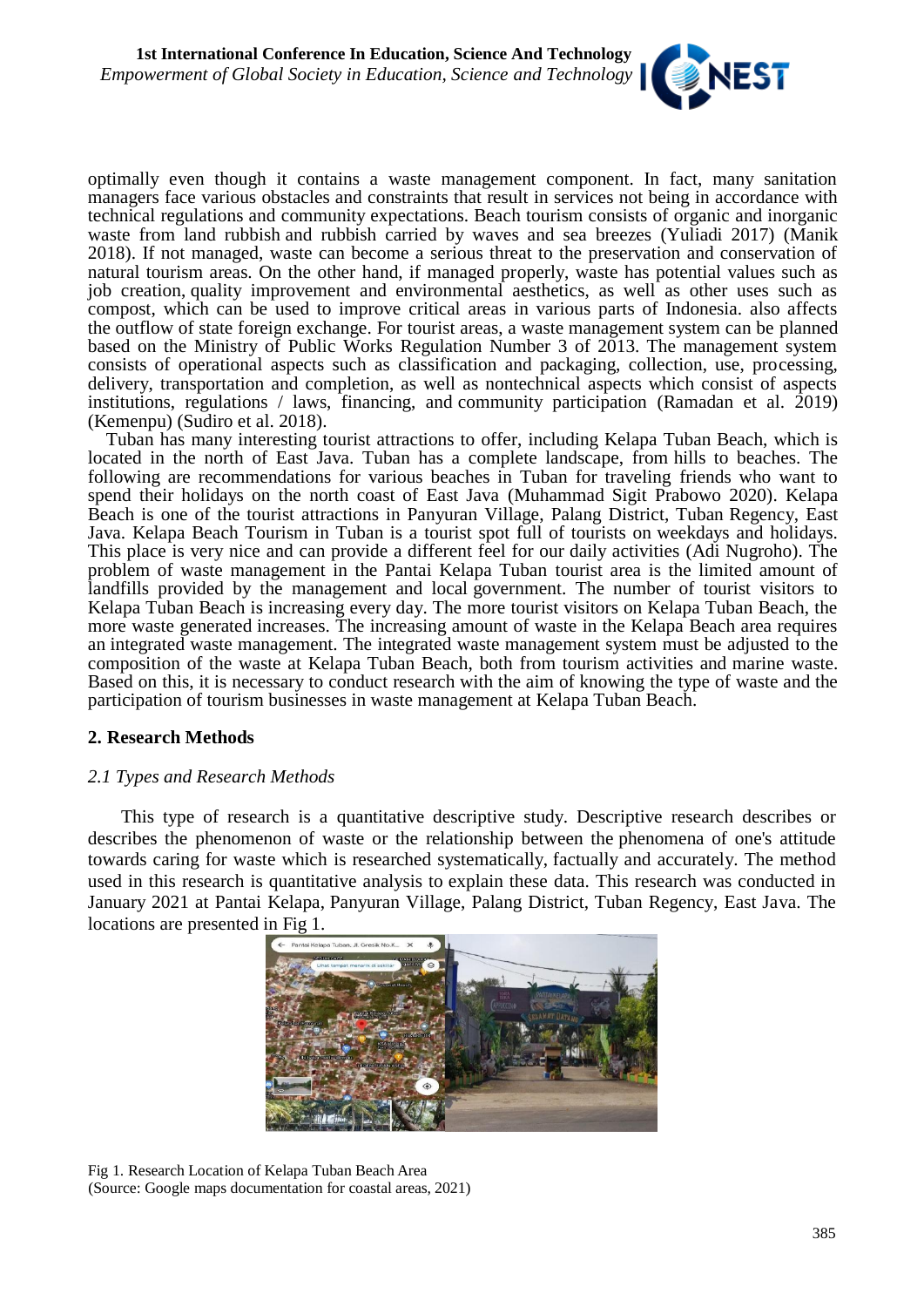optimally even though it contains a waste management component. In fact, many sanitation managers face various obstacles and constraints that result in services not being in accordance with technical regulations and community expectations. Beach tourism consists of organic and inorganic waste from land rubbish and rubbish carried by waves and sea breezes (Yuliadi 2017) (Manik 2018). If not managed, waste can become a serious threat to the preservation and conservation of natural tourism areas. On the other hand, if managed properly, waste has potential values such as job creation, quality improvement and environmental aesthetics, as well as other uses such as compost, which can be used to improve critical areas in various parts of Indonesia. also affects the outflow of state foreign exchange. For tourist areas, a waste management system can be planned based on the Ministry of Public Works Regulation Number 3 of 2013. The management system consists of operational aspects such as classification and packaging, collection, use, processing, delivery, transportation and completion, as well as nontechnical aspects which consist of aspects institutions, regulations / laws, financing, and community participation (Ramadan et al. 2019) (Kemenpu) (Sudiro et al. 2018).

Tuban has many interesting tourist attractions to offer, including Kelapa Tuban Beach, which is located in the north of East Java. Tuban has a complete landscape, from hills to beaches. The following are recommendations for various beaches in Tuban for traveling friends who want to spend their holidays on the north coast of East Java (Muhammad Sigit Prabowo 2020). Kelapa Beach is one of the tourist attractions in Panyuran Village, Palang District, Tuban Regency, East Java. Kelapa Beach Tourism in Tuban is a tourist spot full of tourists on weekdays and holidays. This place is very nice and can provide a different feel for our daily activities (Adi Nugroho). The problem of waste management in the Pantai Kelapa Tuban tourist area is the limited amount of landfills provided by the management and local government. The number of tourist visitors to Kelapa Tuban Beach is increasing every day. The more tourist visitors on Kelapa Tuban Beach, the more waste generated increases. The increasing amount of waste in the Kelapa Beach area requires an integrated waste management. The integrated waste management system must be adjusted to the composition of the waste at Kelapa Tuban Beach, both from tourism activities and marine waste. Based on this, it is necessary to conduct research with the aim of knowing the type of waste and the participation of tourism businesses in waste management at Kelapa Tuban Beach.

## 2. Research Methods

### *2.1 Types and Research Methods*

This type of research is a quantitative descriptive study. Descriptive research describes or describes the phenomenon of waste or the relationship between the phenomena of one's attitude towards caring for waste which is researched systematically, factually and accurately. The method used in this research is quantitative analysis to explain these data. This research was conducted in January 2021 at Pantai Kelapa, Panyuran Village, Palang District, Tuban Regency, East Java. The locations are presented in Fig 1.

Fig 1. Research Location of Kelapa Tuban Beach Area
(Source: Google maps documentation for coastal areas, 2021)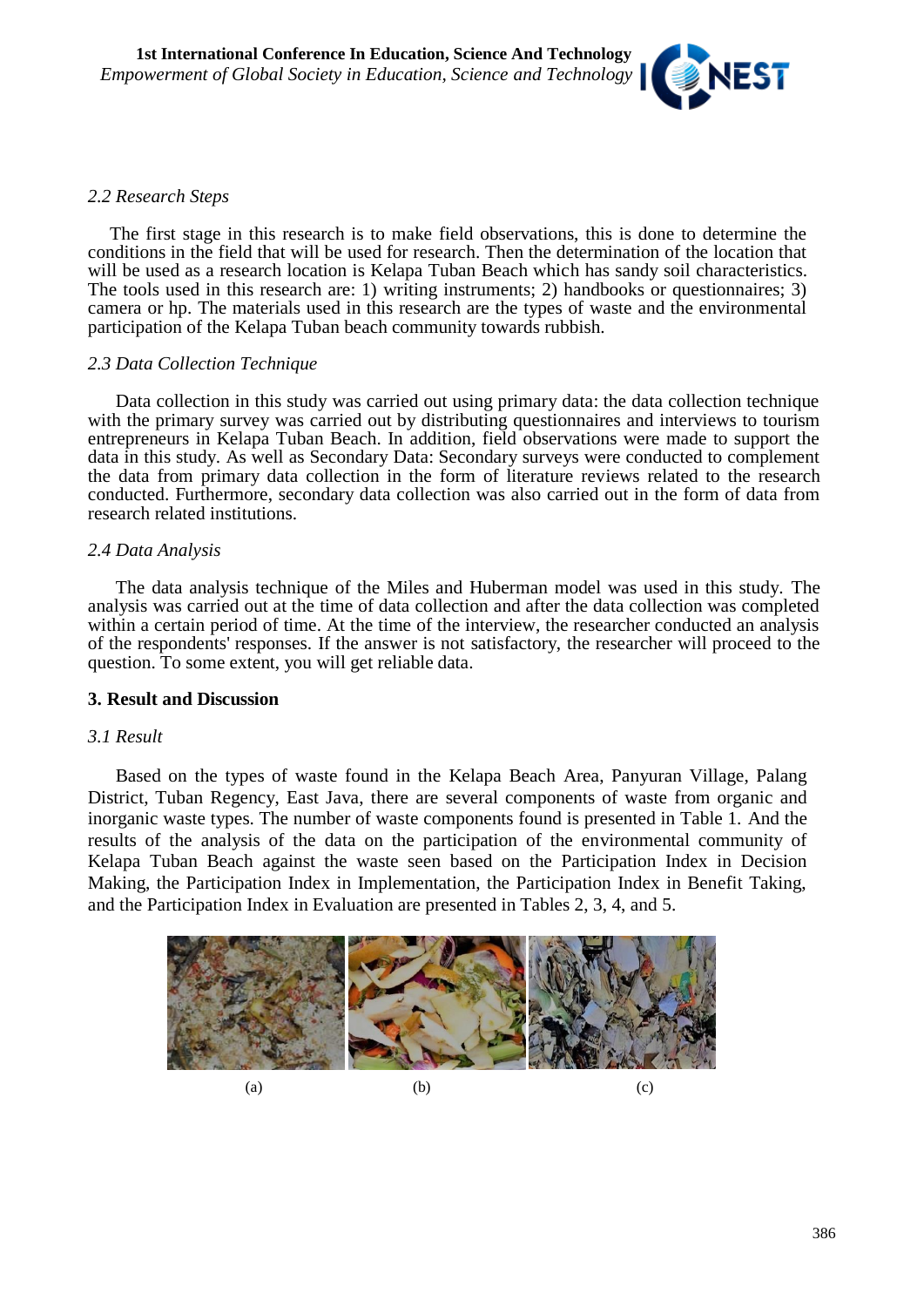### 2.2 Research Steps

The first stage in this research is to make field observations, this is done to determine the conditions in the field that will be used for research. Then the determination of the location that will be used as a research location is Kelapa Tuban Beach which has sandy soil characteristics. The tools used in this research are: 1) writing instruments; 2) handbooks or questionnaires; 3) camera or hp. The materials used in this research are the types of waste and the environmental participation of the Kelapa Tuban beach community towards rubbish.

### 2.3 Data Collection Technique

Data collection in this study was carried out using primary data: the data collection technique with the primary survey was carried out by distributing questionnaires and interviews to tourism entrepreneurs in Kelapa Tuban Beach. In addition, field observations were made to support the data in this study. As well as Secondary Data: Secondary surveys were conducted to complement the data from primary data collection in the form of literature reviews related to the research conducted. Furthermore, secondary data collection was also carried out in the form of data from research related institutions.

### 2.4 Data Analysis

The data analysis technique of the Miles and Huberman model was used in this study. The analysis was carried out at the time of data collection and after the data collection was completed within a certain period of time. At the time of the interview, the researcher conducted an analysis of the respondents' responses. If the answer is not satisfactory, the researcher will proceed to the question. To some extent, you will get reliable data.

## 3. Result and Discussion

### 3.1 Result

Based on the types of waste found in the Kelapa Beach Area, Panyuran Village, Palang District, Tuban Regency, East Java, there are several components of waste from organic and inorganic waste types. The number of waste components found is presented in Table 1. And the results of the analysis of the data on the participation of the environmental community of Kelapa Tuban Beach against the waste seen based on the Participation Index in Decision Making, the Participation Index in Implementation, the Participation Index in Benefit Taking, and the Participation Index in Evaluation are presented in Tables 2, 3, 4, and 5.

(a) (b) (c)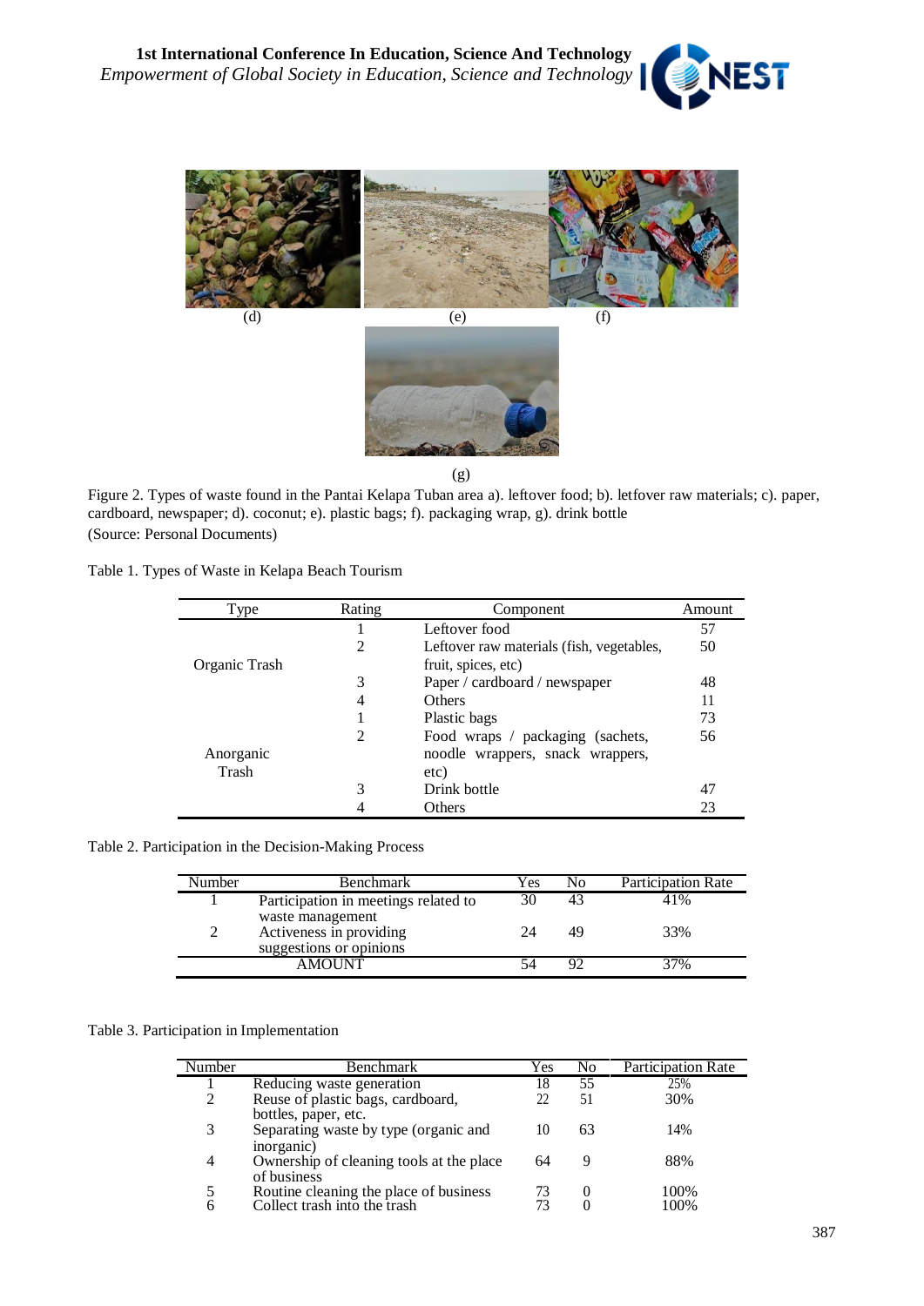(d) (e) (f)

(g)

Figure 2. Types of waste found in the Pantai Kelapa Tuban area a). leftover food; b). letfover raw materials; c). paper, cardboard, newspaper; d). coconut; e). plastic bags; f). packaging wrap, g). drink bottle
(Source: Personal Documents)

Table 1. Types of Waste in Kelapa Beach Tourism

| Type | Rating | Component | Amount |
|---|---|---|---|
| Organic Trash | 1 | Leftover food | 57 |
| | 2 | Leftover raw materials (fish, vegetables, fruit, spices, etc) | 50 |
| | 3 | Paper / cardboard / newspaper | 48 |
| | 4 | Others | 11 |
| Anorganic Trash | 1 | Plastic bags | 73 |
| | 2 | Food wraps / packaging (sachets, noodle wrappers, snack wrappers, etc) | 56 |
| | 3 | Drink bottle | 47 |
| | 4 | Others | 23 |

Table 2. Participation in the Decision-Making Process

| Number | Benchmark | Yes | No | Participation Rate |
|---|---|---|---|---|
| 1 | Participation in meetings related to waste management | 30 | 43 | 41% |
| 2 | Activeness in providing suggestions or opinions | 24 | 49 | 33% |
| | AMOUNT | 54 | 92 | 37% |

Table 3. Participation in Implementation

| Number | Benchmark | Yes | No | Participation Rate |
|---|---|---|---|---|
| 1 | Reducing waste generation | 18 | 55 | 25% |
| 2 | Reuse of plastic bags, cardboard, bottles, paper, etc. | 22 | 51 | 30% |
| 3 | Separating waste by type (organic and inorganic) | 10 | 63 | 14% |
| 4 | Ownership of cleaning tools at the place of business | 64 | 9 | 88% |
| 5 | Routine cleaning the place of business | 73 | 0 | 100% |
| 6 | Collect trash into the trash | 73 | 0 | 100% |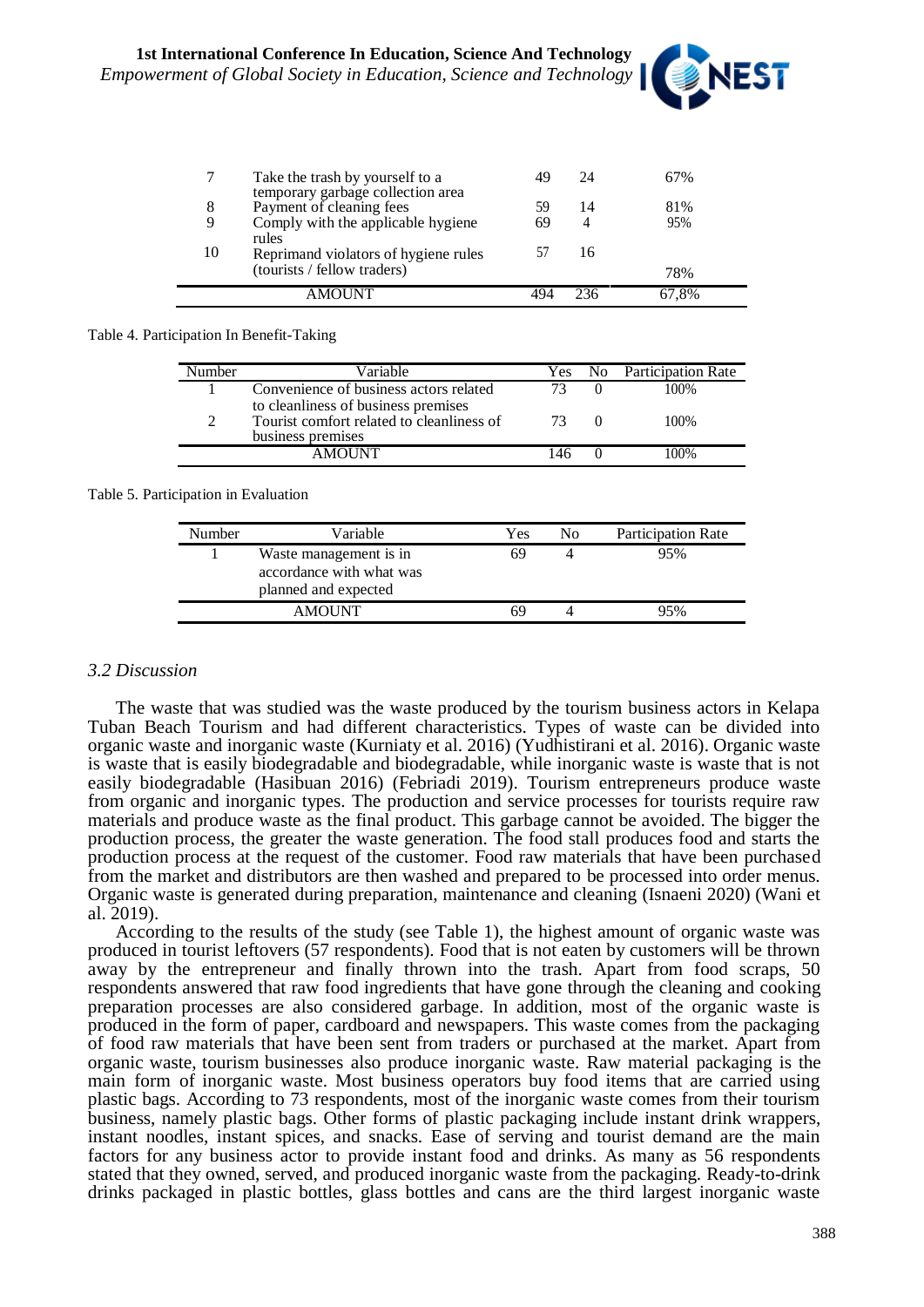| | | | | |
|---|---|---|---|---|
| 7 | Take the trash by yourself to a temporary garbage collection area | 49 | 24 | 67% |
| 8 | Payment of cleaning fees | 59 | 14 | 81% |
| 9 | Comply with the applicable hygiene rules | 69 | 4 | 95% |
| 10 | Reprimand violators of hygiene rules (tourists / fellow traders) | 57 | 16 | 78% |
| AMOUNT | | 494 | 236 | 67,8% |

Table 4. Participation In Benefit-Taking

| Number | Variable | Yes | No | Participation Rate |
|---|---|---|---|---|
| 1 | Convenience of business actors related to cleanliness of business premises | 73 | 0 | 100% |
| 2 | Tourist comfort related to cleanliness of business premises | 73 | 0 | 100% |
| AMOUNT | | 146 | 0 | 100% |

Table 5. Participation in Evaluation

| Number | Variable | Yes | No | Participation Rate |
|---|---|---|---|---|
| 1 | Waste management is in accordance with what was planned and expected | 69 | 4 | 95% |
| AMOUNT | | 69 | 4 | 95% |

### *3.2 Discussion*

The waste that was studied was the waste produced by the tourism business actors in Kelapa Tuban Beach Tourism and had different characteristics. Types of waste can be divided into organic waste and inorganic waste (Kurniaty et al. 2016) (Yudhistirani et al. 2016). Organic waste is waste that is easily biodegradable and biodegradable, while inorganic waste is waste that is not easily biodegradable (Hasibuan 2016) (Febriadi 2019). Tourism entrepreneurs produce waste from organic and inorganic types. The production and service processes for tourists require raw materials and produce waste as the final product. This garbage cannot be avoided. The bigger the production process, the greater the waste generation. The food stall produces food and starts the production process at the request of the customer. Food raw materials that have been purchased from the market and distributors are then washed and prepared to be processed into order menus. Organic waste is generated during preparation, maintenance and cleaning (Isnaeni 2020) (Wani et al. 2019).

According to the results of the study (see Table 1), the highest amount of organic waste was produced in tourist leftovers (57 respondents). Food that is not eaten by customers will be thrown away by the entrepreneur and finally thrown into the trash. Apart from food scraps, 50 respondents answered that raw food ingredients that have gone through the cleaning and cooking preparation processes are also considered garbage. In addition, most of the organic waste is produced in the form of paper, cardboard and newspapers. This waste comes from the packaging of food raw materials that have been sent from traders or purchased at the market. Apart from organic waste, tourism businesses also produce inorganic waste. Raw material packaging is the main form of inorganic waste. Most business operators buy food items that are carried using plastic bags. According to 73 respondents, most of the inorganic waste comes from their tourism business, namely plastic bags. Other forms of plastic packaging include instant drink wrappers, instant noodles, instant spices, and snacks. Ease of serving and tourist demand are the main factors for any business actor to provide instant food and drinks. As many as 56 respondents stated that they owned, served, and produced inorganic waste from the packaging. Ready-to-drink drinks packaged in plastic bottles, glass bottles and cans are the third largest inorganic waste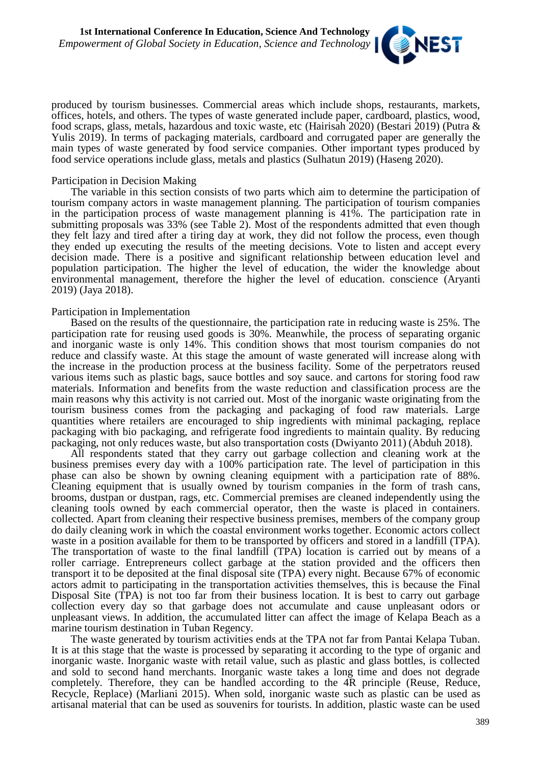produced by tourism businesses. Commercial areas which include shops, restaurants, markets, offices, hotels, and others. The types of waste generated include paper, cardboard, plastics, wood, food scraps, glass, metals, hazardous and toxic waste, etc (Hairisah 2020) (Bestari 2019) (Putra & Yulis 2019). In terms of packaging materials, cardboard and corrugated paper are generally the main types of waste generated by food service companies. Other important types produced by food service operations include glass, metals and plastics (Sulhatun 2019) (Haseng 2020).

Participation in Decision Making

The variable in this section consists of two parts which aim to determine the participation of tourism company actors in waste management planning. The participation of tourism companies in the participation process of waste management planning is 41%. The participation rate in submitting proposals was 33% (see Table 2). Most of the respondents admitted that even though they felt lazy and tired after a tiring day at work, they did not follow the process, even though they ended up executing the results of the meeting decisions. Vote to listen and accept every decision made. There is a positive and significant relationship between education level and population participation. The higher the level of education, the wider the knowledge about environmental management, therefore the higher the level of education. conscience (Aryanti 2019) (Jaya 2018).

Participation in Implementation

Based on the results of the questionnaire, the participation rate in reducing waste is 25%. The participation rate for reusing used goods is 30%. Meanwhile, the process of separating organic and inorganic waste is only 14%. This condition shows that most tourism companies do not reduce and classify waste. At this stage the amount of waste generated will increase along with the increase in the production process at the business facility. Some of the perpetrators reused various items such as plastic bags, sauce bottles and soy sauce. and cartons for storing food raw materials. Information and benefits from the waste reduction and classification process are the main reasons why this activity is not carried out. Most of the inorganic waste originating from the tourism business comes from the packaging and packaging of food raw materials. Large quantities where retailers are encouraged to ship ingredients with minimal packaging, replace packaging with bio packaging, and refrigerate food ingredients to maintain quality. By reducing packaging, not only reduces waste, but also transportation costs (Dwiyanto 2011) (Abduh 2018).

All respondents stated that they carry out garbage collection and cleaning work at the business premises every day with a 100% participation rate. The level of participation in this phase can also be shown by owning cleaning equipment with a participation rate of 88%. Cleaning equipment that is usually owned by tourism companies in the form of trash cans, brooms, dustpan or dustpan, rags, etc. Commercial premises are cleaned independently using the cleaning tools owned by each commercial operator, then the waste is placed in containers. collected. Apart from cleaning their respective business premises, members of the company group do daily cleaning work in which the coastal environment works together. Economic actors collect waste in a position available for them to be transported by officers and stored in a landfill (TPA). The transportation of waste to the final landfill (TPA) location is carried out by means of a roller carriage. Entrepreneurs collect garbage at the station provided and the officers then transport it to be deposited at the final disposal site (TPA) every night. Because 67% of economic actors admit to participating in the transportation activities themselves, this is because the Final Disposal Site (TPA) is not too far from their business location. It is best to carry out garbage collection every day so that garbage does not accumulate and cause unpleasant odors or unpleasant views. In addition, the accumulated litter can affect the image of Kelapa Beach as a marine tourism destination in Tuban Regency.

The waste generated by tourism activities ends at the TPA not far from Pantai Kelapa Tuban. It is at this stage that the waste is processed by separating it according to the type of organic and inorganic waste. Inorganic waste with retail value, such as plastic and glass bottles, is collected and sold to second hand merchants. Inorganic waste takes a long time and does not degrade completely. Therefore, they can be handled according to the 4R principle (Reuse, Reduce, Recycle, Replace) (Marliani 2015). When sold, inorganic waste such as plastic can be used as artisanal material that can be used as souvenirs for tourists. In addition, plastic waste can be used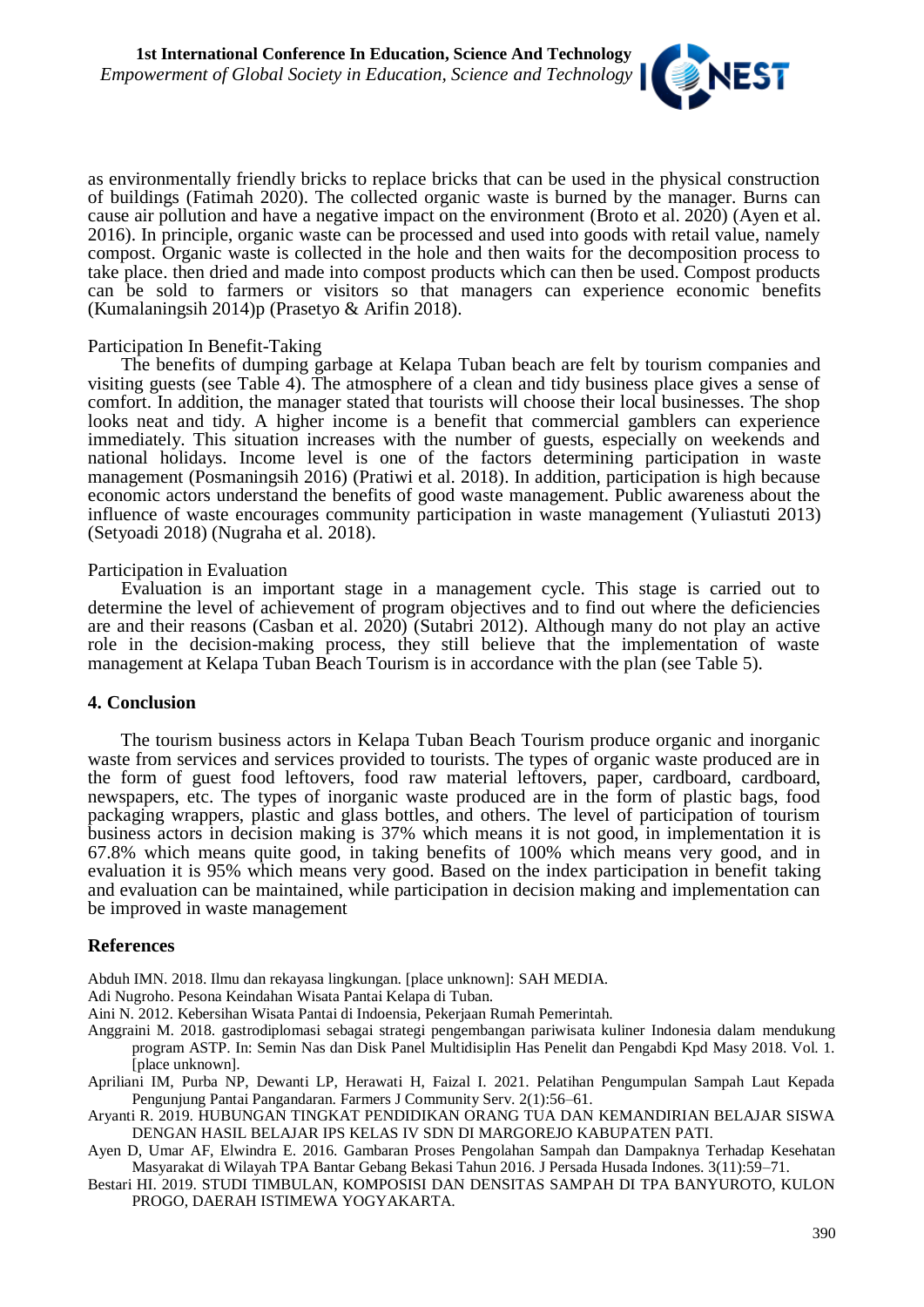as environmentally friendly bricks to replace bricks that can be used in the physical construction of buildings (Fatimah 2020). The collected organic waste is burned by the manager. Burns can cause air pollution and have a negative impact on the environment (Broto et al. 2020) (Ayen et al. 2016). In principle, organic waste can be processed and used into goods with retail value, namely compost. Organic waste is collected in the hole and then waits for the decomposition process to take place. then dried and made into compost products which can then be used. Compost products can be sold to farmers or visitors so that managers can experience economic benefits (Kumalaningsih 2014)p (Prasetyo & Arifin 2018).

Participation In Benefit-Taking

The benefits of dumping garbage at Kelapa Tuban beach are felt by tourism companies and visiting guests (see Table 4). The atmosphere of a clean and tidy business place gives a sense of comfort. In addition, the manager stated that tourists will choose their local businesses. The shop looks neat and tidy. A higher income is a benefit that commercial gamblers can experience immediately. This situation increases with the number of guests, especially on weekends and national holidays. Income level is one of the factors determining participation in waste management (Posmaningsih 2016) (Pratiwi et al. 2018). In addition, participation is high because economic actors understand the benefits of good waste management. Public awareness about the influence of waste encourages community participation in waste management (Yuliastuti 2013) (Setyoadi 2018) (Nugraha et al. 2018).

Participation in Evaluation

Evaluation is an important stage in a management cycle. This stage is carried out to determine the level of achievement of program objectives and to find out where the deficiencies are and their reasons (Casban et al. 2020) (Sutabri 2012). Although many do not play an active role in the decision-making process, they still believe that the implementation of waste management at Kelapa Tuban Beach Tourism is in accordance with the plan (see Table 5).

## 4. Conclusion

The tourism business actors in Kelapa Tuban Beach Tourism produce organic and inorganic waste from services and services provided to tourists. The types of organic waste produced are in the form of guest food leftovers, food raw material leftovers, paper, cardboard, cardboard, newspapers, etc. The types of inorganic waste produced are in the form of plastic bags, food packaging wrappers, plastic and glass bottles, and others. The level of participation of tourism business actors in decision making is 37% which means it is not good, in implementation it is 67.8% which means quite good, in taking benefits of 100% which means very good, and in evaluation it is 95% which means very good. Based on the index participation in benefit taking and evaluation can be maintained, while participation in decision making and implementation can be improved in waste management

## References

Abduh IMN. 2018. Ilmu dan rekayasa lingkungan. [place unknown]: SAH MEDIA.

Adi Nugroho. Pesona Keindahan Wisata Pantai Kelapa di Tuban.

Aini N. 2012. Kebersihan Wisata Pantai di Indoensia, Pekerjaan Rumah Pemerintah.

Anggraini M. 2018. gastrodiplomasi sebagai strategi pengembangan pariwisata kuliner Indonesia dalam mendukung program ASTP. In: Semin Nas dan Disk Panel Multidisiplin Has Penelit dan Pengabdi Kpd Masy 2018. Vol. 1. [place unknown].

Apriliani IM, Purba NP, Dewanti LP, Herawati H, Faizal I. 2021. Pelatihan Pengumpulan Sampah Laut Kepada Pengunjung Pantai Pangandaran. Farmers J Community Serv. 2(1):56–61.

Aryanti R. 2019. HUBUNGAN TINGKAT PENDIDIKAN ORANG TUA DAN KEMANDIRIAN BELAJAR SISWA DENGAN HASIL BELAJAR IPS KELAS IV SDN DI MARGOREJO KABUPATEN PATI.

Ayen D, Umar AF, Elwindra E. 2016. Gambaran Proses Pengolahan Sampah dan Dampaknya Terhadap Kesehatan Masyarakat di Wilayah TPA Bantar Gebang Bekasi Tahun 2016. J Persada Husada Indones. 3(11):59–71.

Bestari HI. 2019. STUDI TIMBULAN, KOMPOSISI DAN DENSITAS SAMPAH DI TPA BANYUROTO, KULON PROGO, DAERAH ISTIMEWA YOGYAKARTA.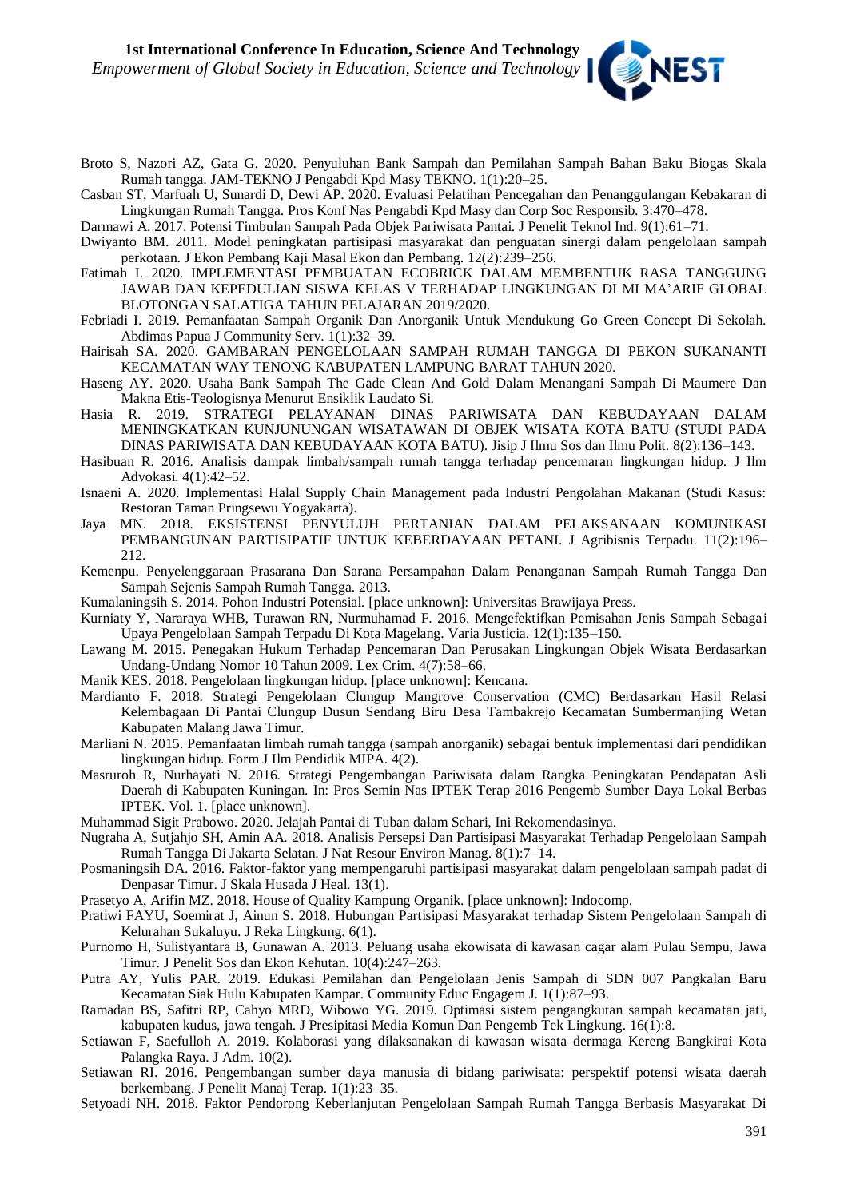Broto S, Nazori AZ, Gata G. 2020. Penyuluhan Bank Sampah dan Pemilahan Sampah Bahan Baku Biogas Skala Rumah tangga. JAM-TEKNO J Pengabdi Kpd Masy TEKNO. 1(1):20–25.

Casban ST, Marfuah U, Sunardi D, Dewi AP. 2020. Evaluasi Pelatihan Pencegahan dan Penanggulangan Kebakaran di Lingkungan Rumah Tangga. Pros Konf Nas Pengabdi Kpd Masy dan Corp Soc Responsib. 3:470–478.

Darmawi A. 2017. Potensi Timbulan Sampah Pada Objek Pariwisata Pantai. J Penelit Teknol Ind. 9(1):61–71.

Dwiyanto BM. 2011. Model peningkatan partisipasi masyarakat dan penguatan sinergi dalam pengelolaan sampah perkotaan. J Ekon Pembang Kaji Masal Ekon dan Pembang. 12(2):239–256.

Fatimah I. 2020. IMPLEMENTASI PEMBUATAN ECOBRICK DALAM MEMBENTUK RASA TANGGUNG JAWAB DAN KEPEDULIAN SISWA KELAS V TERHADAP LINGKUNGAN DI MI MA'ARIF GLOBAL BLOTONGAN SALATIGA TAHUN PELAJARAN 2019/2020.

Febriadi I. 2019. Pemanfaatan Sampah Organik Dan Anorganik Untuk Mendukung Go Green Concept Di Sekolah. Abdimas Papua J Community Serv. 1(1):32–39.

Hairisah SA. 2020. GAMBARAN PENGELOLAAN SAMPAH RUMAH TANGGA DI PEKON SUKANANTI KECAMATAN WAY TENONG KABUPATEN LAMPUNG BARAT TAHUN 2020.

Haseng AY. 2020. Usaha Bank Sampah The Gade Clean And Gold Dalam Menangani Sampah Di Maumere Dan Makna Etis-Teologisnya Menurut Ensiklik Laudato Si.

Hasia R. 2019. STRATEGI PELAYANAN DINAS PARIWISATA DAN KEBUDAYAAN DALAM MENINGKATKAN KUNJUNUNGAN WISATAWAN DI OBJEK WISATA KOTA BATU (STUDI PADA DINAS PARIWISATA DAN KEBUDAYAAN KOTA BATU). Jisip J Ilmu Sos dan Ilmu Polit. 8(2):136–143.

Hasibuan R. 2016. Analisis dampak limbah/sampah rumah tangga terhadap pencemaran lingkungan hidup. J Ilm Advokasi. 4(1):42–52.

Isnaeni A. 2020. Implementasi Halal Supply Chain Management pada Industri Pengolahan Makanan (Studi Kasus: Restoran Taman Pringsewu Yogyakarta).

Jaya MN. 2018. EKSISTENSI PENYULUH PERTANIAN DALAM PELAKSANAAN KOMUNIKASI PEMBANGUNAN PARTISIPATIF UNTUK KEBERDAYAAN PETANI. J Agribisnis Terpadu. 11(2):196–212.

Kemenpu. Penyelenggaraan Prasarana Dan Sarana Persampahan Dalam Penanganan Sampah Rumah Tangga Dan Sampah Sejenis Sampah Rumah Tangga. 2013.

Kumalaningsih S. 2014. Pohon Industri Potensial. [place unknown]: Universitas Brawijaya Press.

Kurniaty Y, Nararaya WHB, Turawan RN, Nurmuhamad F. 2016. Mengefektifkan Pemisahan Jenis Sampah Sebagai Upaya Pengelolaan Sampah Terpadu Di Kota Magelang. Varia Justicia. 12(1):135–150.

Lawang M. 2015. Penegakan Hukum Terhadap Pencemaran Dan Perusakan Lingkungan Objek Wisata Berdasarkan Undang-Undang Nomor 10 Tahun 2009. Lex Crim. 4(7):58–66.

Manik KES. 2018. Pengelolaan lingkungan hidup. [place unknown]: Kencana.

Mardianto F. 2018. Strategi Pengelolaan Clungup Mangrove Conservation (CMC) Berdasarkan Hasil Relasi Kelembagaan Di Pantai Clungup Dusun Sendang Biru Desa Tambakrejo Kecamatan Sumbermanjing Wetan Kabupaten Malang Jawa Timur.

Marliani N. 2015. Pemanfaatan limbah rumah tangga (sampah anorganik) sebagai bentuk implementasi dari pendidikan lingkungan hidup. Form J Ilm Pendidik MIPA. 4(2).

Masruroh R, Nurhayati N. 2016. Strategi Pengembangan Pariwisata dalam Rangka Peningkatan Pendapatan Asli Daerah di Kabupaten Kuningan. In: Pros Semin Nas IPTEK Terap 2016 Pengemb Sumber Daya Lokal Berbas IPTEK. Vol. 1. [place unknown].

Muhammad Sigit Prabowo. 2020. Jelajah Pantai di Tuban dalam Sehari, Ini Rekomendasinya.

Nugraha A, Sutjahjo SH, Amin AA. 2018. Analisis Persepsi Dan Partisipasi Masyarakat Terhadap Pengelolaan Sampah Rumah Tangga Di Jakarta Selatan. J Nat Resour Environ Manag. 8(1):7–14.

Posmaningsih DA. 2016. Faktor-faktor yang mempengaruhi partisipasi masyarakat dalam pengelolaan sampah padat di Denpasar Timur. J Skala Husada J Heal. 13(1).

Prasetyo A, Arifin MZ. 2018. House of Quality Kampung Organik. [place unknown]: Indocomp.

Pratiwi FAYU, Soemirat J, Ainun S. 2018. Hubungan Partisipasi Masyarakat terhadap Sistem Pengelolaan Sampah di Kelurahan Sukaluyu. J Reka Lingkung. 6(1).

Purnomo H, Sulistyantara B, Gunawan A. 2013. Peluang usaha ekowisata di kawasan cagar alam Pulau Sempu, Jawa Timur. J Penelit Sos dan Ekon Kehutan. 10(4):247–263.

Putra AY, Yulis PAR. 2019. Edukasi Pemilahan dan Pengelolaan Jenis Sampah di SDN 007 Pangkalan Baru Kecamatan Siak Hulu Kabupaten Kampar. Community Educ Engagem J. 1(1):87–93.

Ramadan BS, Safitri RP, Cahyo MRD, Wibowo YG. 2019. Optimasi sistem pengangkutan sampah kecamatan jati, kabupaten kudus, jawa tengah. J Presipitasi Media Komun Dan Pengemb Tek Lingkung. 16(1):8.

Setiawan F, Saefulloh A. 2019. Kolaborasi yang dilaksanakan di kawasan wisata dermaga Kereng Bangkirai Kota Palangka Raya. J Adm. 10(2).

Setiawan RI. 2016. Pengembangan sumber daya manusia di bidang pariwisata: perspektif potensi wisata daerah berkembang. J Penelit Manaj Terap. 1(1):23–35.

Setyoadi NH. 2018. Faktor Pendorong Keberlanjutan Pengelolaan Sampah Rumah Tangga Berbasis Masyarakat Di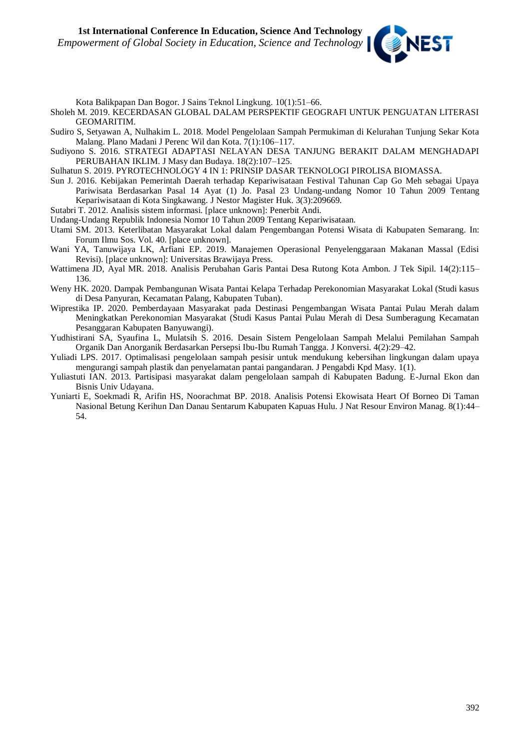Kota Balikpapan Dan Bogor. J Sains Teknol Lingkung. 10(1):51–66.

Sholeh M. 2019. KECERDASAN GLOBAL DALAM PERSPEKTIF GEOGRAFI UNTUK PENGUATAN LITERASI GEOMARITIM.

Sudiro S, Setyawan A, Nulhakim L. 2018. Model Pengelolaan Sampah Permukiman di Kelurahan Tunjung Sekar Kota Malang. Plano Madani J Perenc Wil dan Kota. 7(1):106–117.

Sudiyono S. 2016. STRATEGI ADAPTASI NELAYAN DESA TANJUNG BERAKIT DALAM MENGHADAPI PERUBAHAN IKLIM. J Masy dan Budaya. 18(2):107–125.

Sulhatun S. 2019. PYROTECHNOLOGY 4 IN 1: PRINSIP DASAR TEKNOLOGI PIROLISA BIOMASSA.

Sun J. 2016. Kebijakan Pemerintah Daerah terhadap Kepariwisataan Festival Tahunan Cap Go Meh sebagai Upaya Pariwisata Berdasarkan Pasal 14 Ayat (1) Jo. Pasal 23 Undang-undang Nomor 10 Tahun 2009 Tentang Kepariwisataan di Kota Singkawang. J Nestor Magister Huk. 3(3):209669.

Sutabri T. 2012. Analisis sistem informasi. [place unknown]: Penerbit Andi.

Undang-Undang Republik Indonesia Nomor 10 Tahun 2009 Tentang Kepariwisataan.

Utami SM. 2013. Keterlibatan Masyarakat Lokal dalam Pengembangan Potensi Wisata di Kabupaten Semarang. In: Forum Ilmu Sos. Vol. 40. [place unknown].

Wani YA, Tanuwijaya LK, Arfiani EP. 2019. Manajemen Operasional Penyelenggaraan Makanan Massal (Edisi Revisi). [place unknown]: Universitas Brawijaya Press.

Wattimena JD, Ayal MR. 2018. Analisis Perubahan Garis Pantai Desa Rutong Kota Ambon. J Tek Sipil. 14(2):115–136.

Weny HK. 2020. Dampak Pembangunan Wisata Pantai Kelapa Terhadap Perekonomian Masyarakat Lokal (Studi kasus di Desa Panyuran, Kecamatan Palang, Kabupaten Tuban).

Wiprestika IP. 2020. Pemberdayaan Masyarakat pada Destinasi Pengembangan Wisata Pantai Pulau Merah dalam Meningkatkan Perekonomian Masyarakat (Studi Kasus Pantai Pulau Merah di Desa Sumberagung Kecamatan Pesanggaran Kabupaten Banyuwangi).

Yudhistirani SA, Syaufina L, Mulatsih S. 2016. Desain Sistem Pengelolaan Sampah Melalui Pemilahan Sampah Organik Dan Anorganik Berdasarkan Persepsi Ibu-Ibu Rumah Tangga. J Konversi. 4(2):29–42.

Yuliadi LPS. 2017. Optimalisasi pengelolaan sampah pesisir untuk mendukung kebersihan lingkungan dalam upaya mengurangi sampah plastik dan penyelamatan pantai pangandaran. J Pengabdi Kpd Masy. 1(1).

Yuliastuti IAN. 2013. Partisipasi masyarakat dalam pengelolaan sampah di Kabupaten Badung. E-Jurnal Ekon dan Bisnis Univ Udayana.

Yuniarti E, Soekmadi R, Arifin HS, Noorachmat BP. 2018. Analisis Potensi Ekowisata Heart Of Borneo Di Taman Nasional Betung Kerihun Dan Danau Sentarum Kabupaten Kapuas Hulu. J Nat Resour Environ Manag. 8(1):44–54.